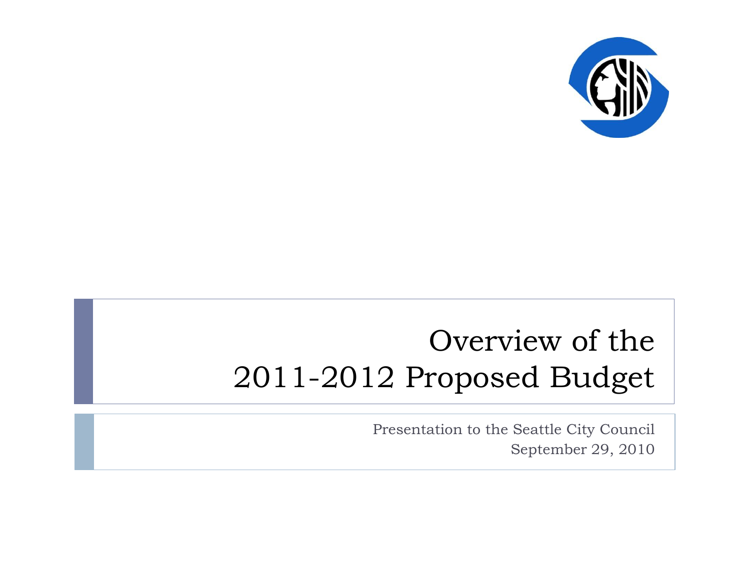# Overview of the 2011-2012 Proposed Budget

Presentation to the Seattle City Council

September 29, 2010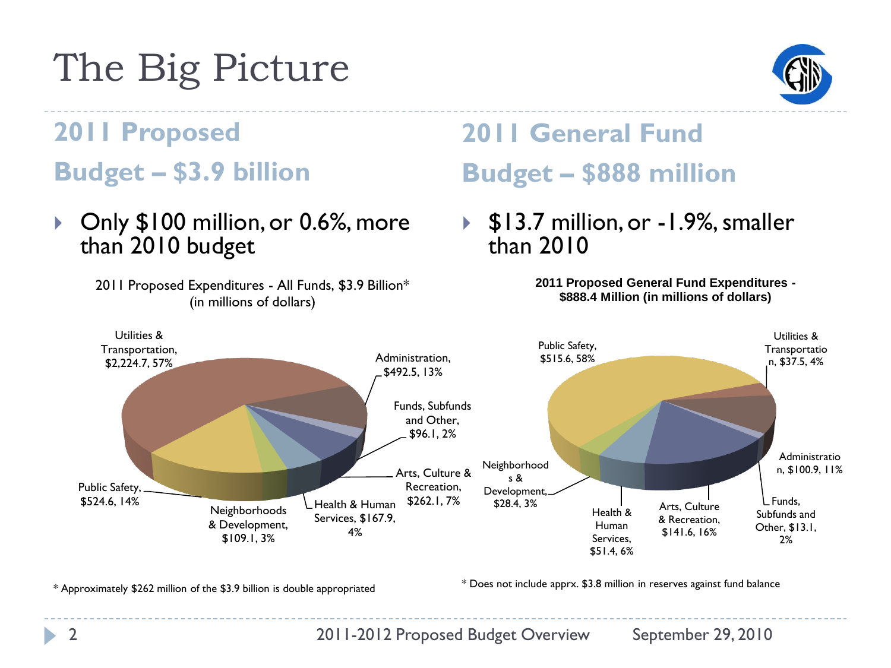# The Big Picture

## 2011 Proposed Budget – $3.9 billion

- Only $100 million, or 0.6%, more than 2010 budget

2011 Proposed Expenditures - All Funds, $3.9 Billion*
(in millions of dollars)

| Category | Amount | Percent |
| --- | --- | --- |
| Utilities & Transportation | $2,224.7 | 57% |
| Administration | $492.5 | 13% |
| Funds, Subfunds and Other | $96.1 | 2% |
| Arts, Culture & Recreation | $262.1 | 7% |
| Health & Human Services | $167.9 | 4% |
| Neighborhoods & Development | $109.1 | 3% |
| Public Safety | $524.6 | 14% |

\* Approximately $262 million of the $3.9 billion is double appropriated

## 2011 General Fund Budget – $888 million

- $13.7 million, or -1.9%, smaller than 2010

**2011 Proposed General Fund Expenditures - $888.4 Million (in millions of dollars)**

| Category | Amount | Percent |
| --- | --- | --- |
| Public Safety | $515.6 | 58% |
| Utilities & Transportation | $37.5 | 4% |
| Administration | $100.9 | 11% |
| Funds, Subfunds and Other | $13.1 | 2% |
| Arts, Culture & Recreation | $141.6 | 16% |
| Health & Human Services | $51.4 | 6% |
| Neighborhoods & Development | $28.4 | 3% |

\* Does not include apprx. $3.8 million in reserves against fund balance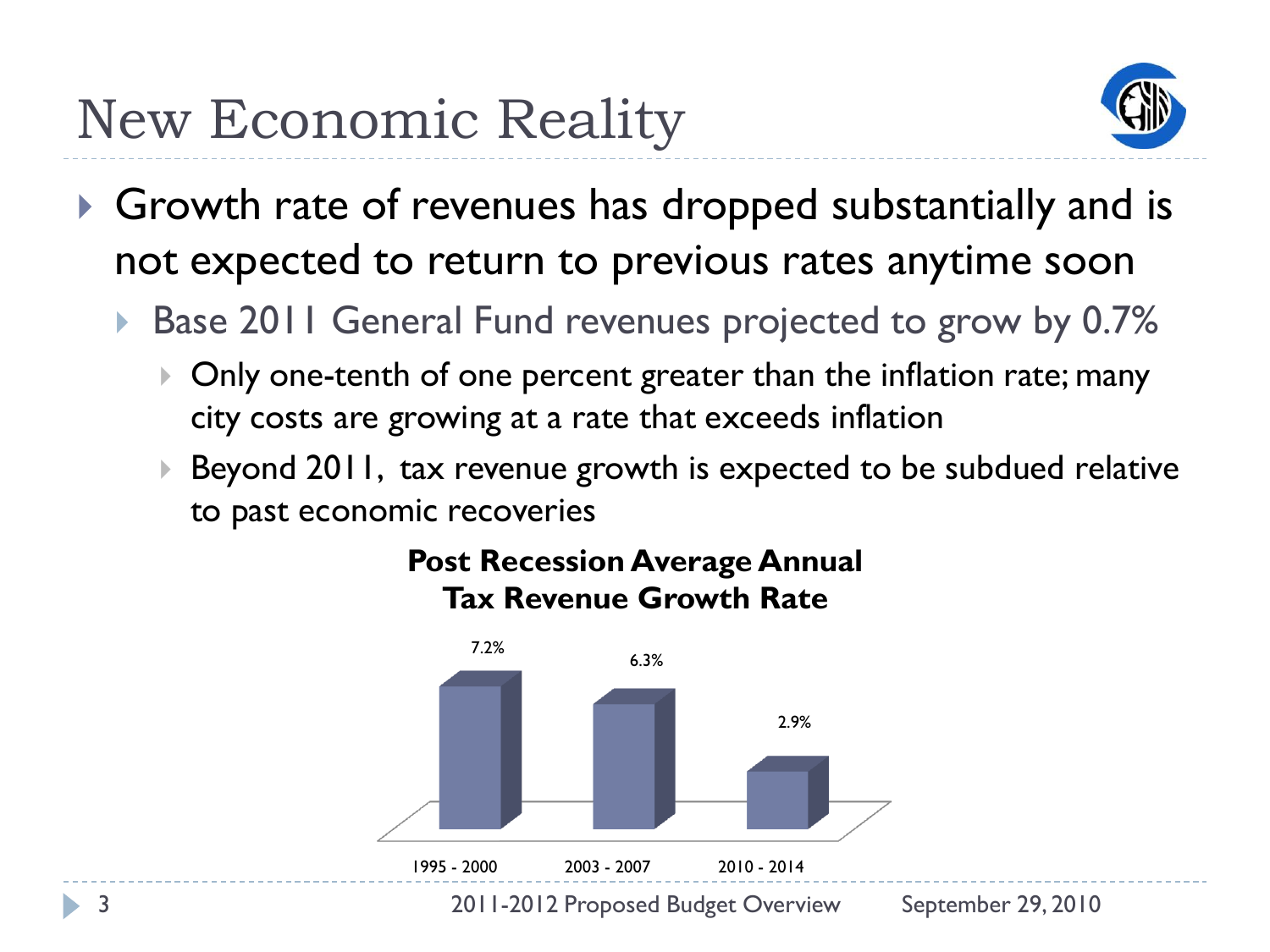# New Economic Reality

- Growth rate of revenues has dropped substantially and is not expected to return to previous rates anytime soon
  - Base 2011 General Fund revenues projected to grow by 0.7%
    - Only one-tenth of one percent greater than the inflation rate; many city costs are growing at a rate that exceeds inflation
    - Beyond 2011, tax revenue growth is expected to be subdued relative to past economic recoveries

**Post Recession Average Annual Tax Revenue Growth Rate**

| Period | Growth Rate |
| --- | --- |
| 1995 - 2000 | 7.2% |
| 2003 - 2007 | 6.3% |
| 2010 - 2014 | 2.9% |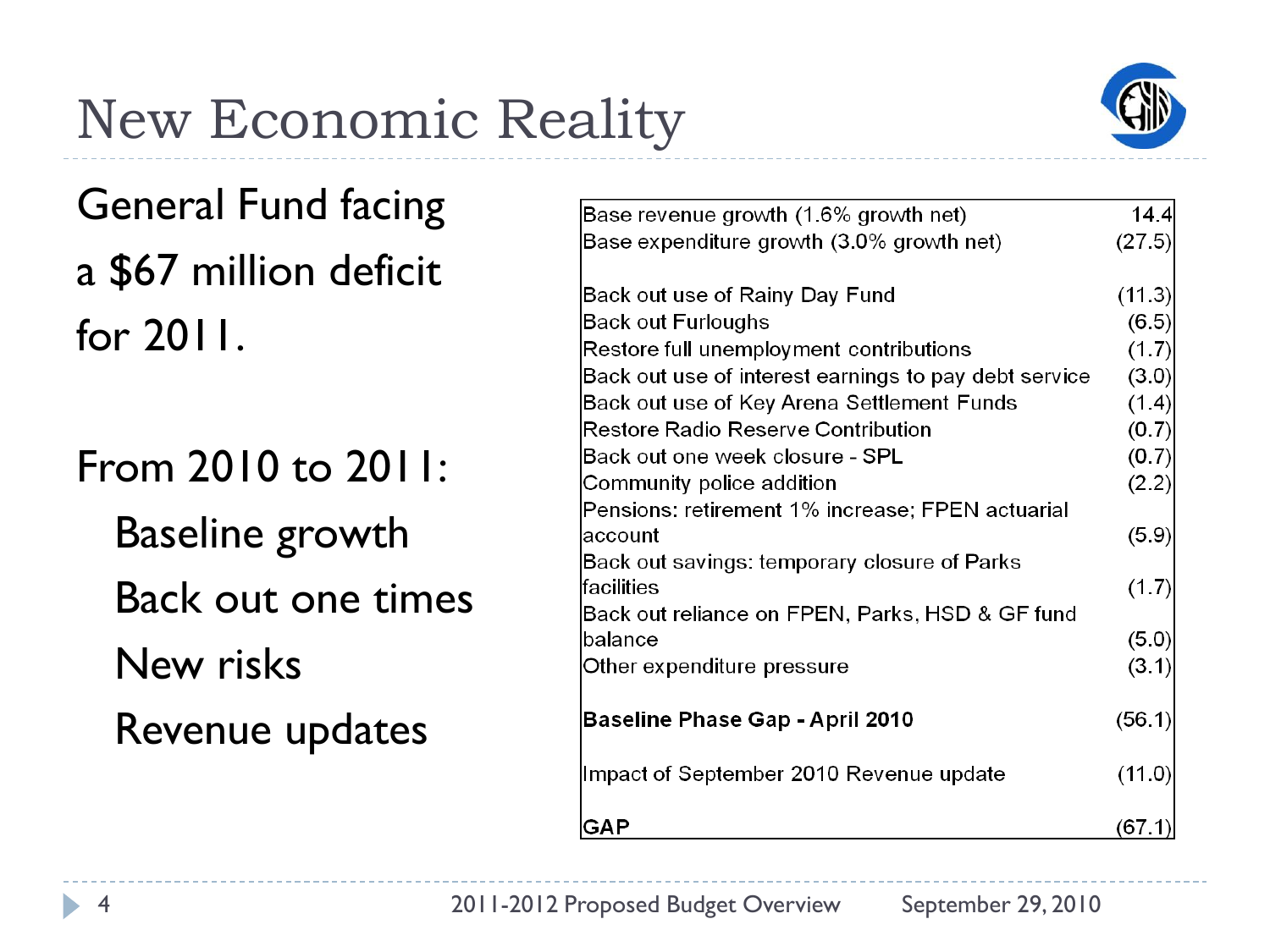# New Economic Reality

General Fund facing a $67 million deficit for 2011.

From 2010 to 2011:

- Baseline growth
- Back out one times
- New risks
- Revenue updates

| | |
|---|---|
| Base revenue growth (1.6% growth net) | 14.4 |
| Base expenditure growth (3.0% growth net) | (27.5) |
| | |
| Back out use of Rainy Day Fund | (11.3) |
| Back out Furloughs | (6.5) |
| Restore full unemployment contributions | (1.7) |
| Back out use of interest earnings to pay debt service | (3.0) |
| Back out use of Key Arena Settlement Funds | (1.4) |
| Restore Radio Reserve Contribution | (0.7) |
| Back out one week closure - SPL | (0.7) |
| Community police addition | (2.2) |
| Pensions: retirement 1% increase; FPEN actuarial account | (5.9) |
| Back out savings: temporary closure of Parks facilities | (1.7) |
| Back out reliance on FPEN, Parks, HSD & GF fund balance | (5.0) |
| Other expenditure pressure | (3.1) |
| | |
| **Baseline Phase Gap - April 2010** | (56.1) |
| | |
| Impact of September 2010 Revenue update | (11.0) |
| | |
| **GAP** | (67.1) |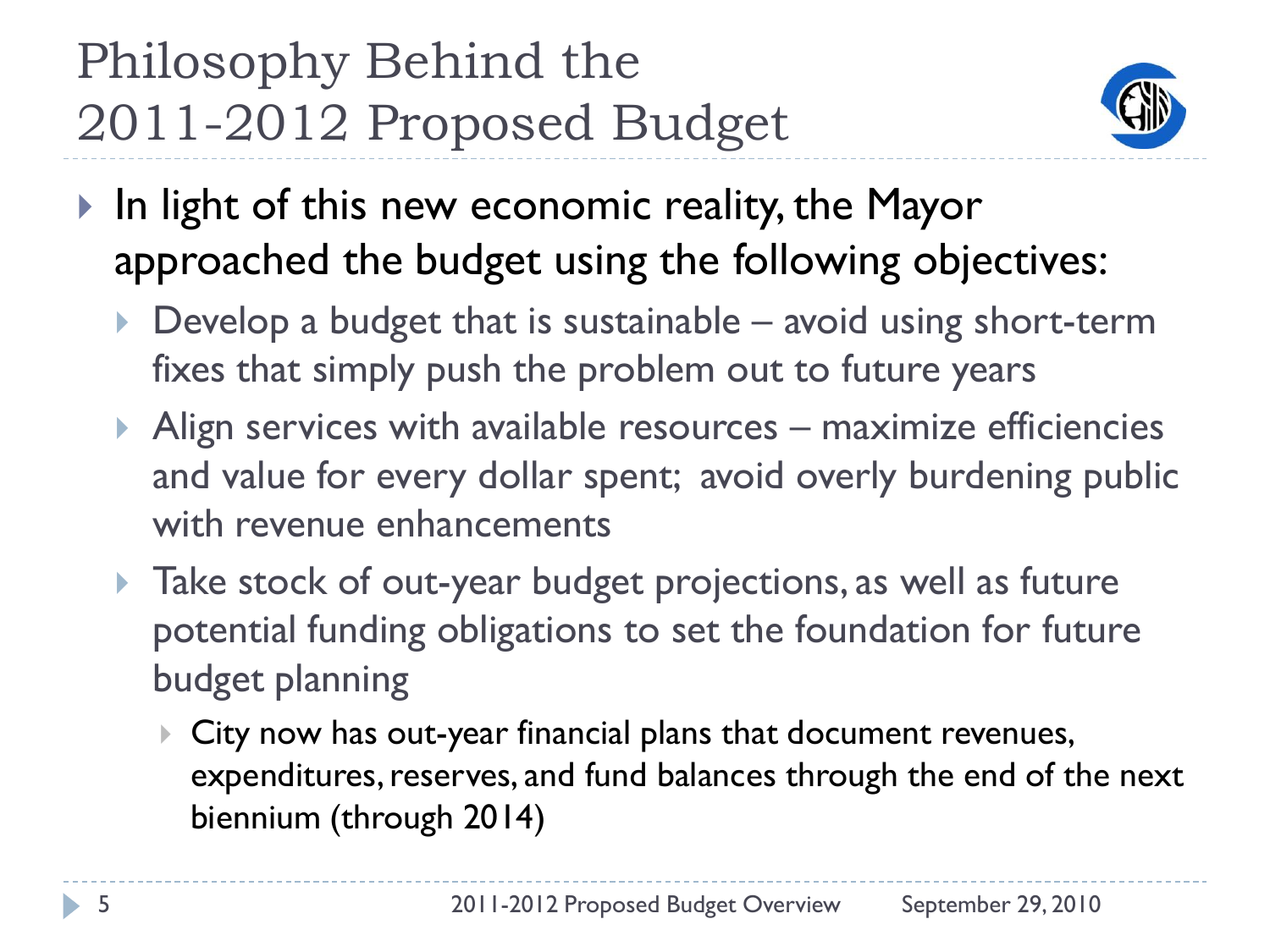# Philosophy Behind the 2011-2012 Proposed Budget

- In light of this new economic reality, the Mayor approached the budget using the following objectives:
  - Develop a budget that is sustainable – avoid using short-term fixes that simply push the problem out to future years
  - Align services with available resources – maximize efficiencies and value for every dollar spent; avoid overly burdening public with revenue enhancements
  - Take stock of out-year budget projections, as well as future potential funding obligations to set the foundation for future budget planning
    - City now has out-year financial plans that document revenues, expenditures, reserves, and fund balances through the end of the next biennium (through 2014)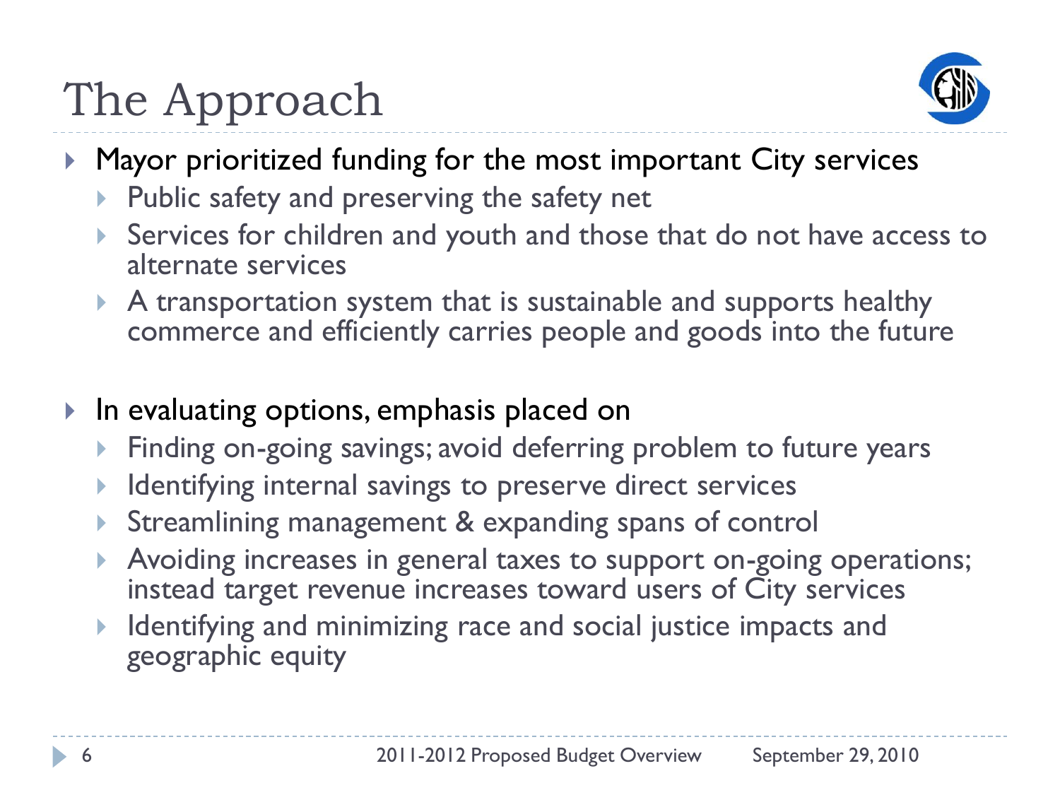# The Approach

- Mayor prioritized funding for the most important City services
  - Public safety and preserving the safety net
  - Services for children and youth and those that do not have access to alternate services
  - A transportation system that is sustainable and supports healthy commerce and efficiently carries people and goods into the future
- In evaluating options, emphasis placed on
  - Finding on-going savings; avoid deferring problem to future years
  - Identifying internal savings to preserve direct services
  - Streamlining management & expanding spans of control
  - Avoiding increases in general taxes to support on-going operations; instead target revenue increases toward users of City services
  - Identifying and minimizing race and social justice impacts and geographic equity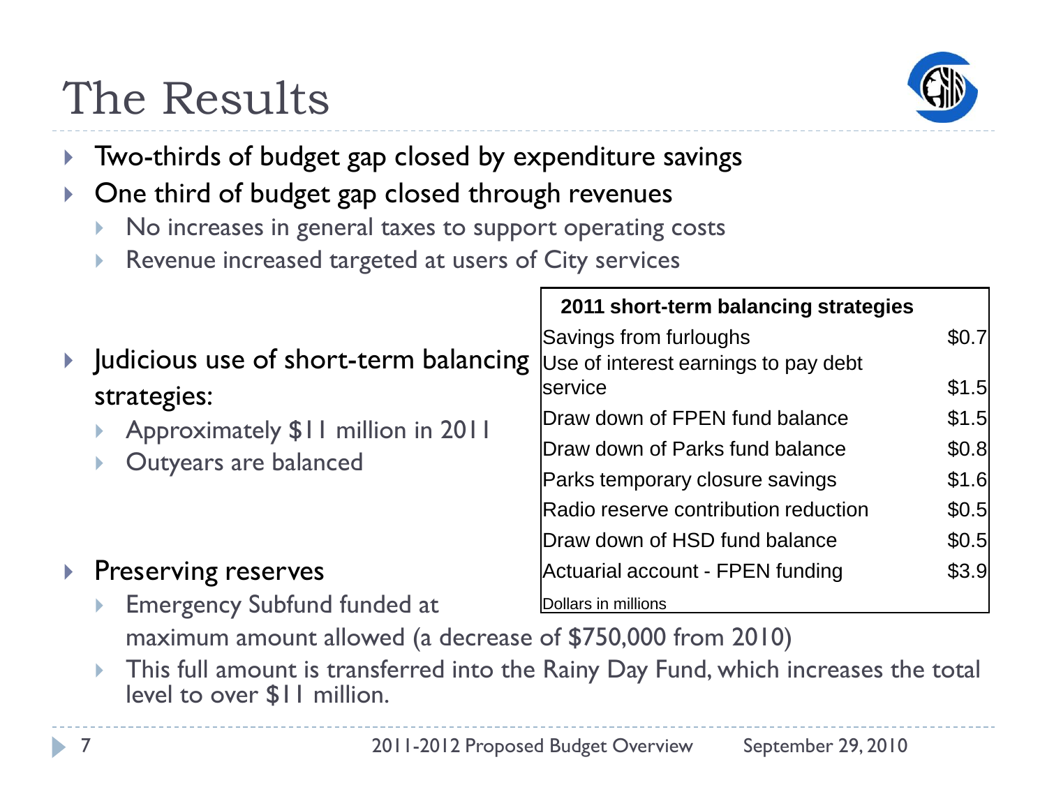# The Results

- Two-thirds of budget gap closed by expenditure savings
- One third of budget gap closed through revenues
  - No increases in general taxes to support operating costs
  - Revenue increased targeted at users of City services
- Judicious use of short-term balancing strategies:
  - Approximately $11 million in 2011
  - Outyears are balanced

| 2011 short-term balancing strategies | |
|---|---|
| Savings from furloughs | $0.7 |
| Use of interest earnings to pay debt service | $1.5 |
| Draw down of FPEN fund balance | $1.5 |
| Draw down of Parks fund balance | $0.8 |
| Parks temporary closure savings | $1.6 |
| Radio reserve contribution reduction | $0.5 |
| Draw down of HSD fund balance | $0.5 |
| Actuarial account - FPEN funding | $3.9 |

Dollars in millions

- Preserving reserves
  - Emergency Subfund funded at maximum amount allowed (a decrease of $750,000 from 2010)
  - This full amount is transferred into the Rainy Day Fund, which increases the total level to over $11 million.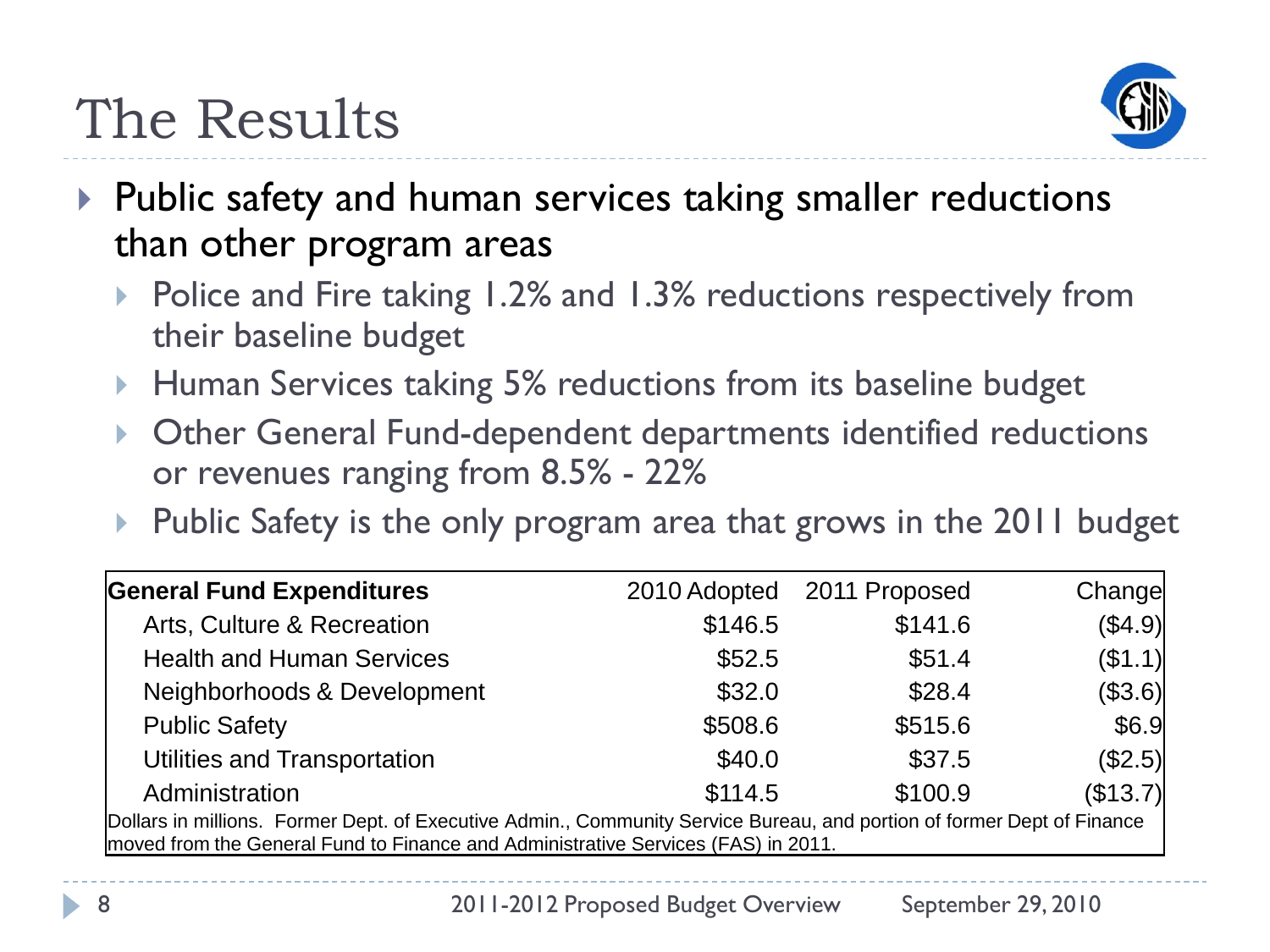# The Results

- Public safety and human services taking smaller reductions than other program areas
  - Police and Fire taking 1.2% and 1.3% reductions respectively from their baseline budget
  - Human Services taking 5% reductions from its baseline budget
  - Other General Fund-dependent departments identified reductions or revenues ranging from 8.5% - 22%
  - Public Safety is the only program area that grows in the 2011 budget

| **General Fund Expenditures** | 2010 Adopted | 2011 Proposed | Change |
|---|---|---|---|
| Arts, Culture & Recreation | $146.5 | $141.6 | ($4.9) |
| Health and Human Services | $52.5 | $51.4 | ($1.1) |
| Neighborhoods & Development | $32.0 | $28.4 | ($3.6) |
| Public Safety | $508.6 | $515.6 | $6.9 |
| Utilities and Transportation | $40.0 | $37.5 | ($2.5) |
| Administration | $114.5 | $100.9 | ($13.7) |

Dollars in millions. Former Dept. of Executive Admin., Community Service Bureau, and portion of former Dept of Finance moved from the General Fund to Finance and Administrative Services (FAS) in 2011.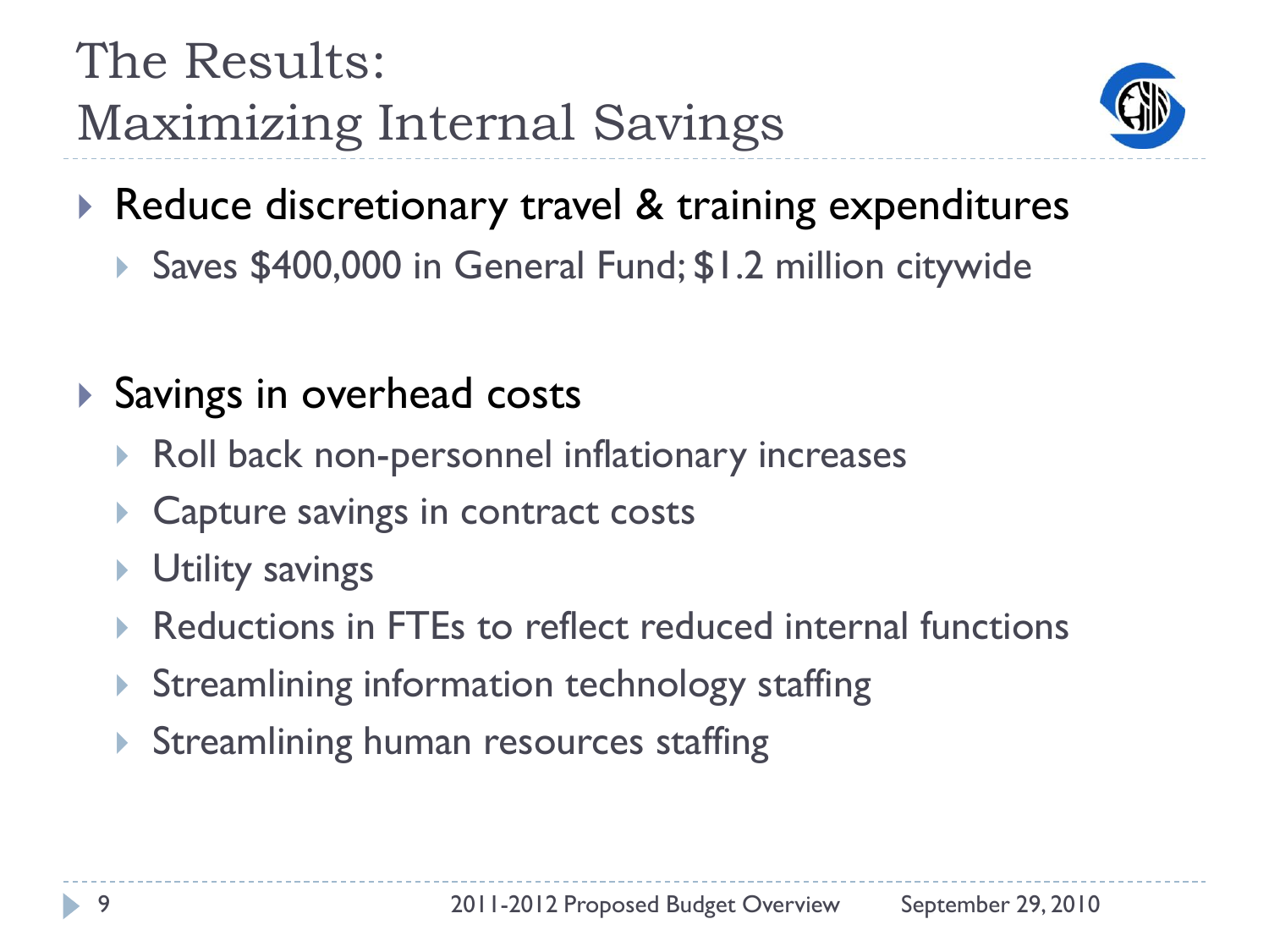# The Results: Maximizing Internal Savings

- Reduce discretionary travel & training expenditures
  - Saves $400,000 in General Fund; $1.2 million citywide

- Savings in overhead costs
  - Roll back non-personnel inflationary increases
  - Capture savings in contract costs
  - Utility savings
  - Reductions in FTEs to reflect reduced internal functions
  - Streamlining information technology staffing
  - Streamlining human resources staffing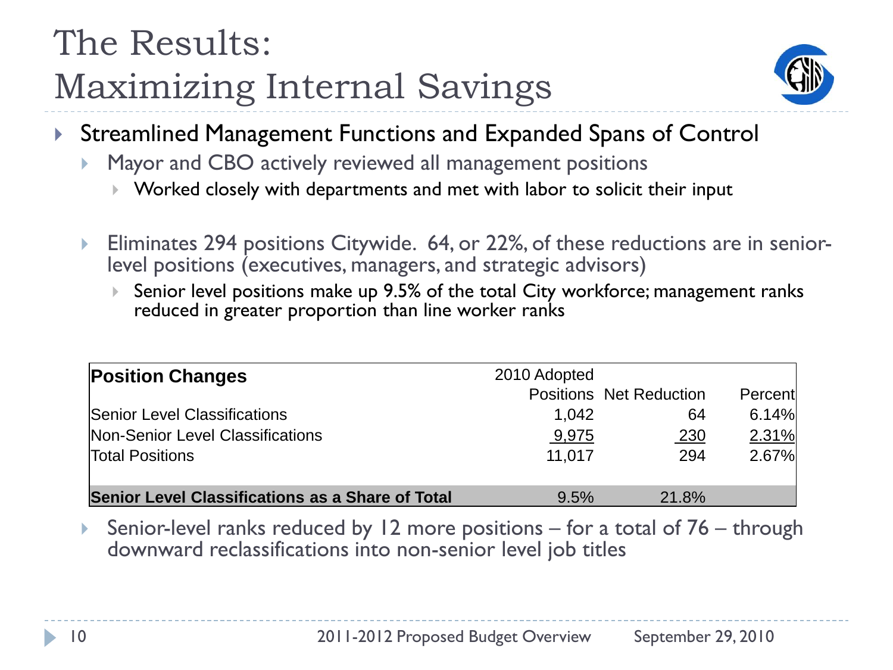# The Results: Maximizing Internal Savings

- Streamlined Management Functions and Expanded Spans of Control
  - Mayor and CBO actively reviewed all management positions
    - Worked closely with departments and met with labor to solicit their input
  - Eliminates 294 positions Citywide. 64, or 22%, of these reductions are in senior-level positions (executives, managers, and strategic advisors)
    - Senior level positions make up 9.5% of the total City workforce; management ranks reduced in greater proportion than line worker ranks

| **Position Changes** | 2010 Adopted Positions | Net Reduction | Percent |
|---|---|---|---|
| Senior Level Classifications | 1,042 | 64 | 6.14% |
| Non-Senior Level Classifications | 9,975 | 230 | 2.31% |
| Total Positions | 11,017 | 294 | 2.67% |
| **Senior Level Classifications as a Share of Total** | 9.5% | 21.8% | |

- Senior-level ranks reduced by 12 more positions – for a total of 76 – through downward reclassifications into non-senior level job titles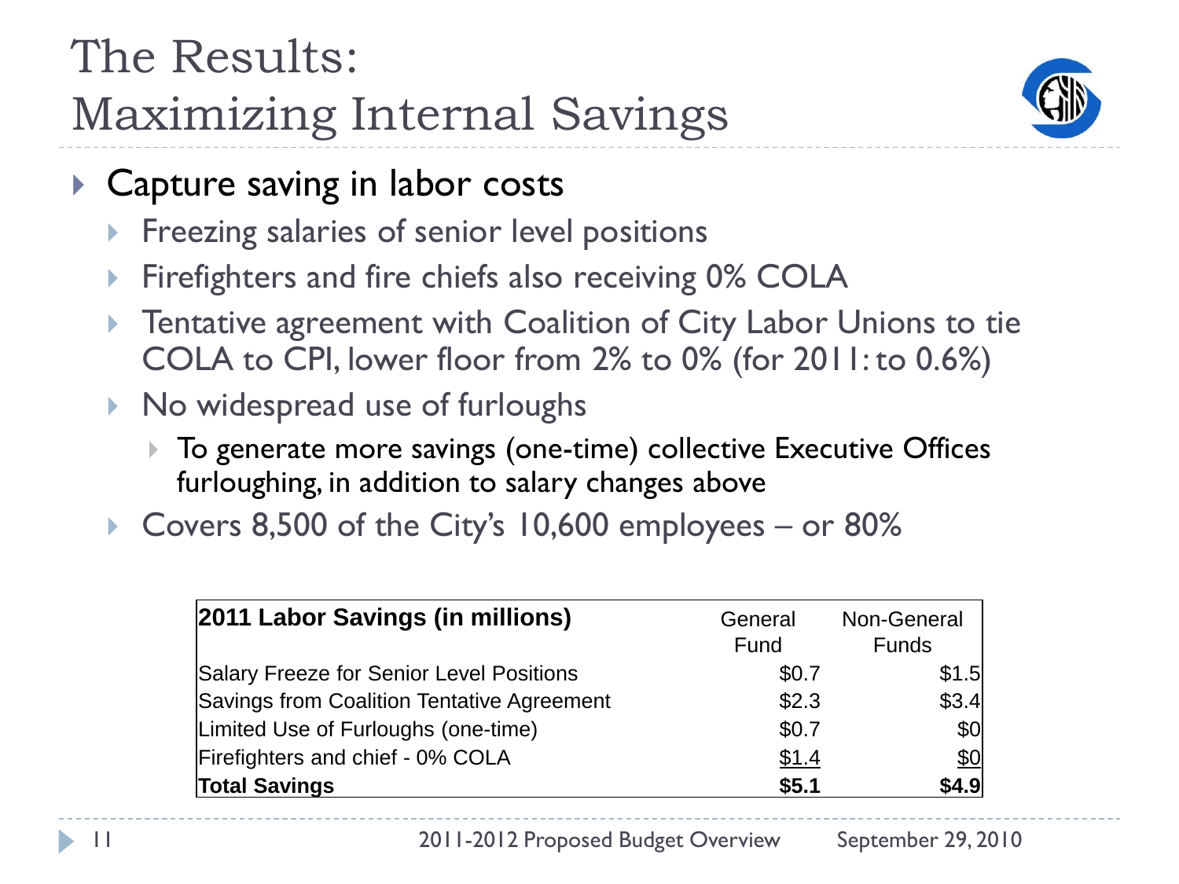# The Results: Maximizing Internal Savings

- Capture saving in labor costs
  - Freezing salaries of senior level positions
  - Firefighters and fire chiefs also receiving 0% COLA
  - Tentative agreement with Coalition of City Labor Unions to tie COLA to CPI, lower floor from 2% to 0% (for 2011: to 0.6%)
  - No widespread use of furloughs
    - To generate more savings (one-time) collective Executive Offices furloughing, in addition to salary changes above
  - Covers 8,500 of the City's 10,600 employees – or 80%

| **2011 Labor Savings (in millions)** | General Fund | Non-General Funds |
|---|---|---|
| Salary Freeze for Senior Level Positions | $0.7 | $1.5 |
| Savings from Coalition Tentative Agreement | $2.3 | $3.4 |
| Limited Use of Furloughs (one-time) | $0.7 | $0 |
| Firefighters and chief - 0% COLA | $1.4 | $0 |
| **Total Savings** | **$5.1** | **$4.9** |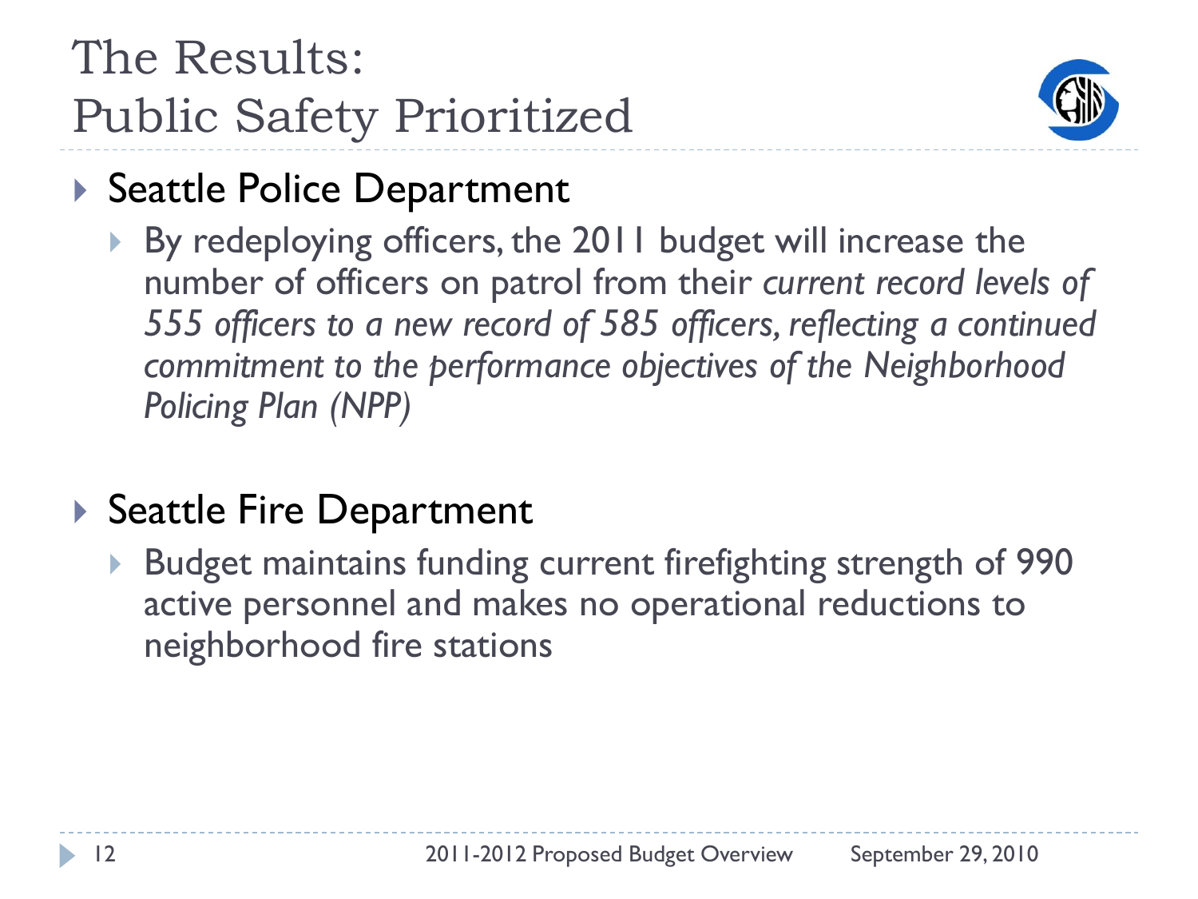# The Results: Public Safety Prioritized

- Seattle Police Department
  - By redeploying officers, the 2011 budget will increase the number of officers on patrol from their *current record levels of 555 officers to a new record of 585 officers, reflecting a continued commitment to the performance objectives of the Neighborhood Policing Plan (NPP)*

- Seattle Fire Department
  - Budget maintains funding current firefighting strength of 990 active personnel and makes no operational reductions to neighborhood fire stations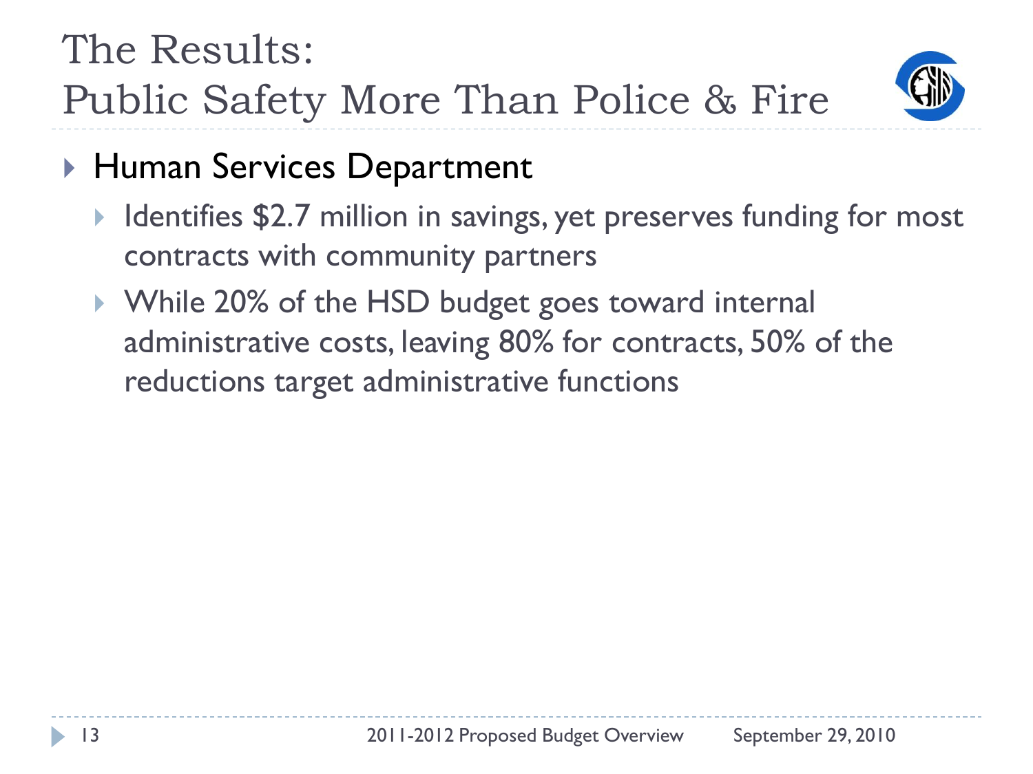# The Results: Public Safety More Than Police & Fire

- Human Services Department
  - Identifies $2.7 million in savings, yet preserves funding for most contracts with community partners
  - While 20% of the HSD budget goes toward internal administrative costs, leaving 80% for contracts, 50% of the reductions target administrative functions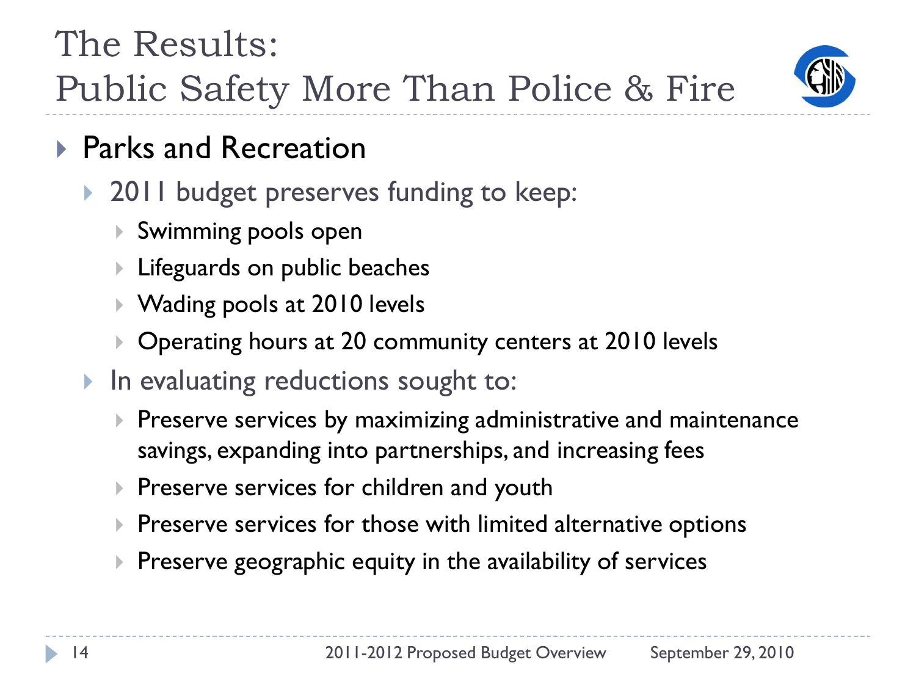# The Results: Public Safety More Than Police & Fire

- Parks and Recreation
  - 2011 budget preserves funding to keep:
    - Swimming pools open
    - Lifeguards on public beaches
    - Wading pools at 2010 levels
    - Operating hours at 20 community centers at 2010 levels
  - In evaluating reductions sought to:
    - Preserve services by maximizing administrative and maintenance savings, expanding into partnerships, and increasing fees
    - Preserve services for children and youth
    - Preserve services for those with limited alternative options
    - Preserve geographic equity in the availability of services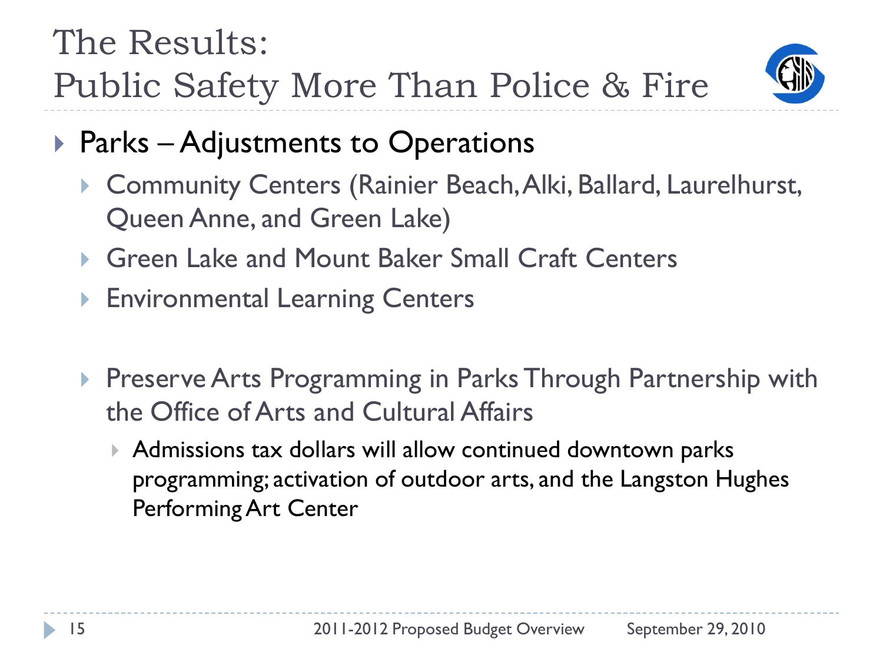# The Results:
# Public Safety More Than Police & Fire

- Parks – Adjustments to Operations
  - Community Centers (Rainier Beach, Alki, Ballard, Laurelhurst, Queen Anne, and Green Lake)
  - Green Lake and Mount Baker Small Craft Centers
  - Environmental Learning Centers

  - Preserve Arts Programming in Parks Through Partnership with the Office of Arts and Cultural Affairs
    - Admissions tax dollars will allow continued downtown parks programming; activation of outdoor arts, and the Langston Hughes Performing Art Center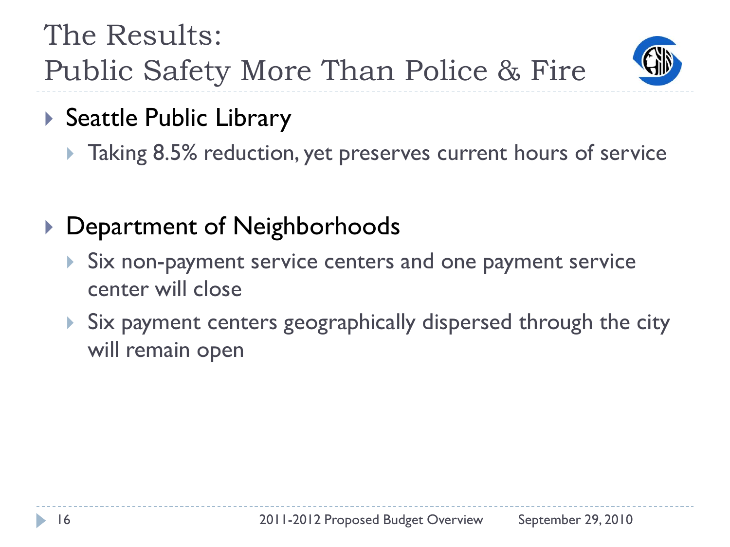# The Results: Public Safety More Than Police & Fire

- Seattle Public Library
  - Taking 8.5% reduction, yet preserves current hours of service

- Department of Neighborhoods
  - Six non-payment service centers and one payment service center will close
  - Six payment centers geographically dispersed through the city will remain open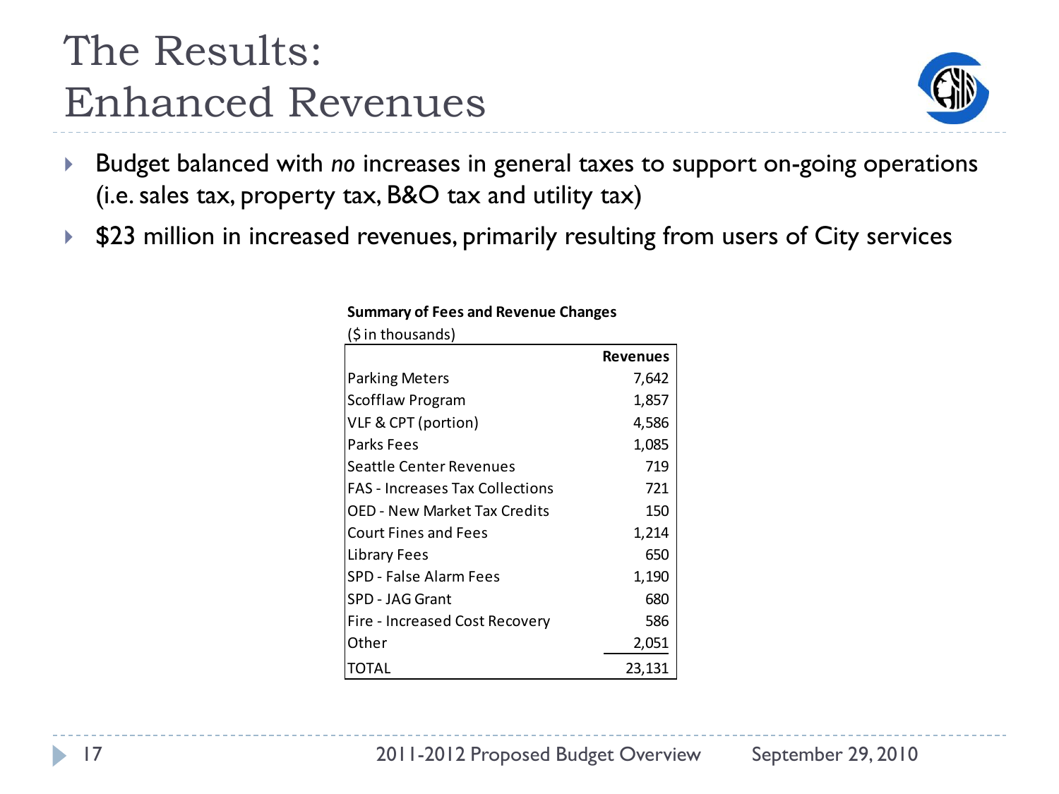# The Results: Enhanced Revenues

- Budget balanced with *no* increases in general taxes to support on-going operations (i.e. sales tax, property tax, B&O tax and utility tax)
- $23 million in increased revenues, primarily resulting from users of City services

**Summary of Fees and Revenue Changes**
($ in thousands)

| | **Revenues** |
|---|---:|
| Parking Meters | 7,642 |
| Scofflaw Program | 1,857 |
| VLF & CPT (portion) | 4,586 |
| Parks Fees | 1,085 |
| Seattle Center Revenues | 719 |
| FAS - Increases Tax Collections | 721 |
| OED - New Market Tax Credits | 150 |
| Court Fines and Fees | 1,214 |
| Library Fees | 650 |
| SPD - False Alarm Fees | 1,190 |
| SPD - JAG Grant | 680 |
| Fire - Increased Cost Recovery | 586 |
| Other | 2,051 |
| TOTAL | 23,131 |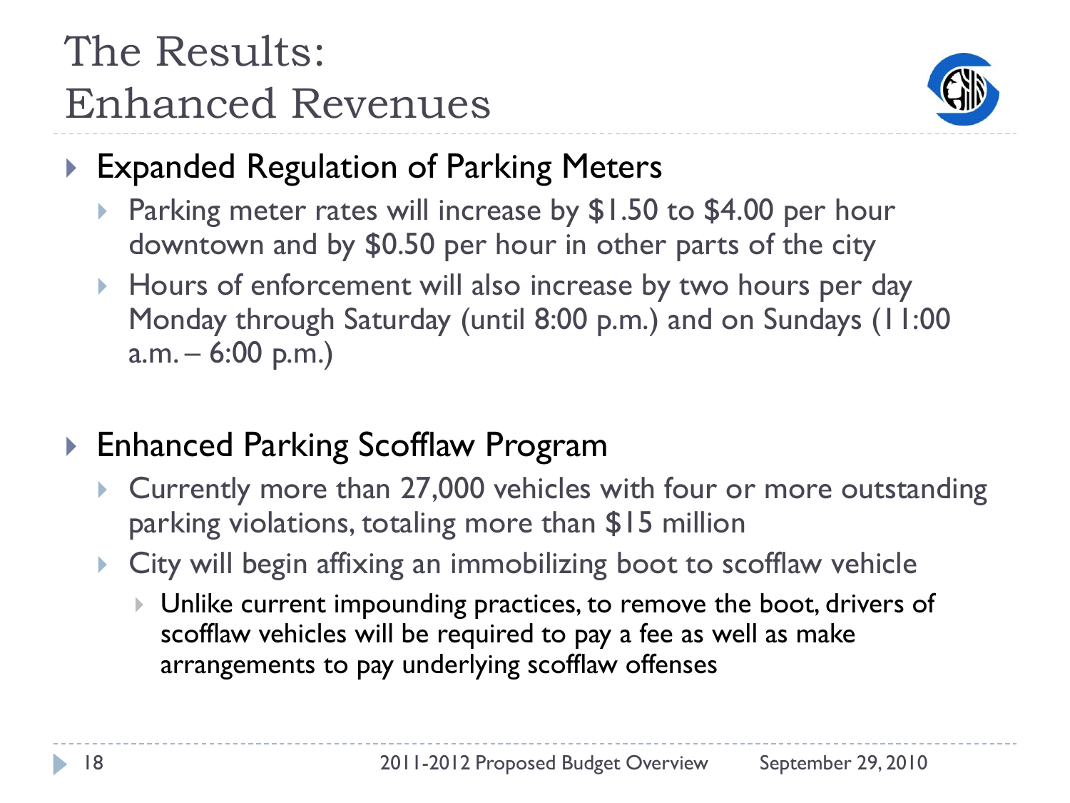# The Results: Enhanced Revenues

- Expanded Regulation of Parking Meters
  - Parking meter rates will increase by $1.50 to $4.00 per hour downtown and by $0.50 per hour in other parts of the city
  - Hours of enforcement will also increase by two hours per day Monday through Saturday (until 8:00 p.m.) and on Sundays (11:00 a.m. – 6:00 p.m.)

- Enhanced Parking Scofflaw Program
  - Currently more than 27,000 vehicles with four or more outstanding parking violations, totaling more than $15 million
  - City will begin affixing an immobilizing boot to scofflaw vehicle
    - Unlike current impounding practices, to remove the boot, drivers of scofflaw vehicles will be required to pay a fee as well as make arrangements to pay underlying scofflaw offenses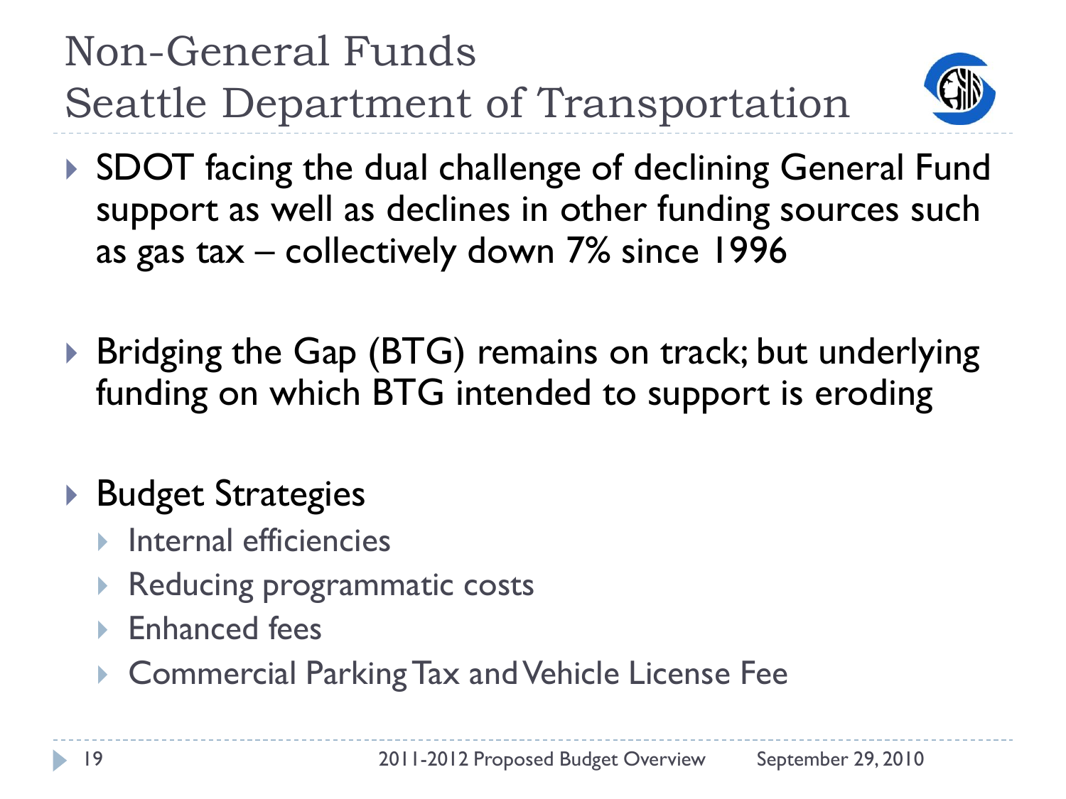# Non-General Funds
## Seattle Department of Transportation

- SDOT facing the dual challenge of declining General Fund support as well as declines in other funding sources such as gas tax – collectively down 7% since 1996

- Bridging the Gap (BTG) remains on track; but underlying funding on which BTG intended to support is eroding

- Budget Strategies
  - Internal efficiencies
  - Reducing programmatic costs
  - Enhanced fees
  - Commercial Parking Tax and Vehicle License Fee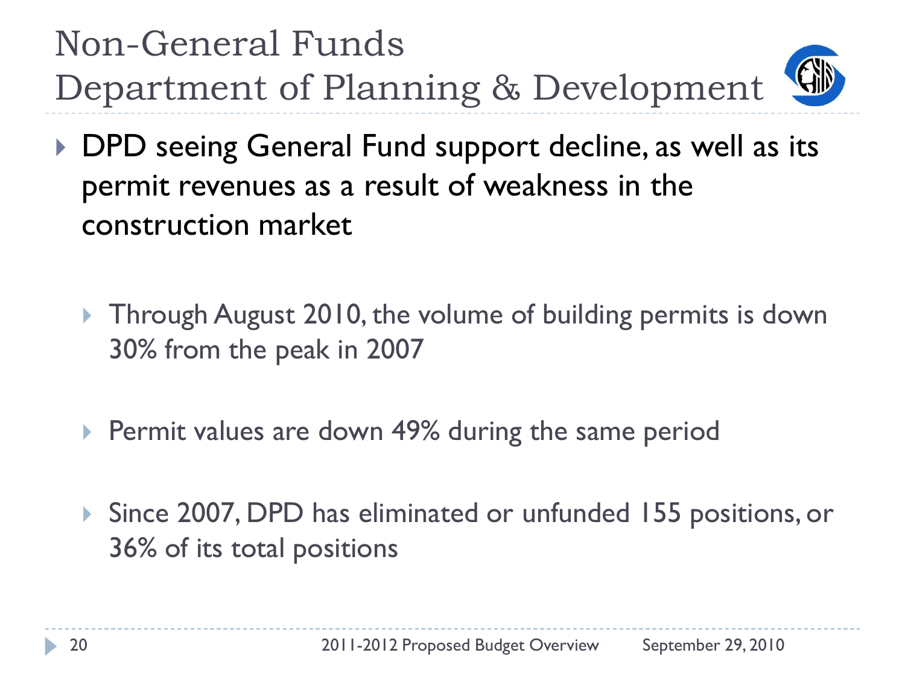# Non-General Funds
## Department of Planning & Development

- DPD seeing General Fund support decline, as well as its permit revenues as a result of weakness in the construction market
  - Through August 2010, the volume of building permits is down 30% from the peak in 2007
  - Permit values are down 49% during the same period
  - Since 2007, DPD has eliminated or unfunded 155 positions, or 36% of its total positions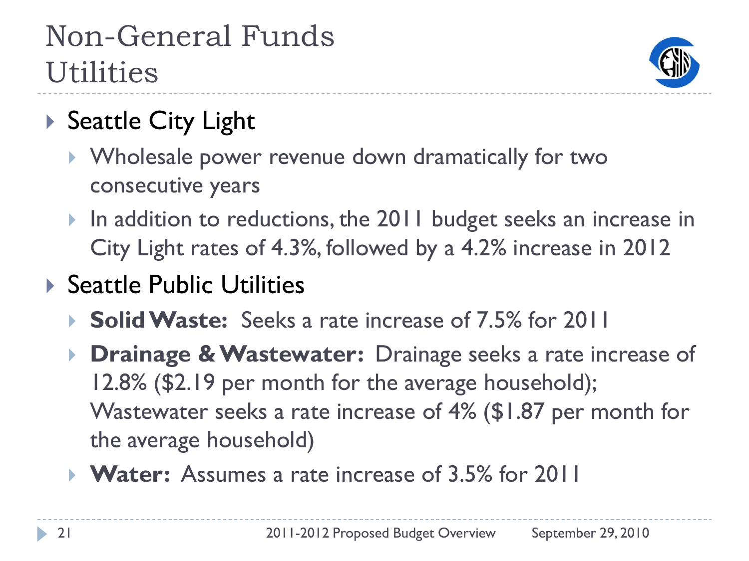# Non-General Funds
## Utilities

- Seattle City Light
  - Wholesale power revenue down dramatically for two consecutive years
  - In addition to reductions, the 2011 budget seeks an increase in City Light rates of 4.3%, followed by a 4.2% increase in 2012
- Seattle Public Utilities
  - **Solid Waste:** Seeks a rate increase of 7.5% for 2011
  - **Drainage & Wastewater:** Drainage seeks a rate increase of 12.8% ($2.19 per month for the average household); Wastewater seeks a rate increase of 4% ($1.87 per month for the average household)
  - **Water:** Assumes a rate increase of 3.5% for 2011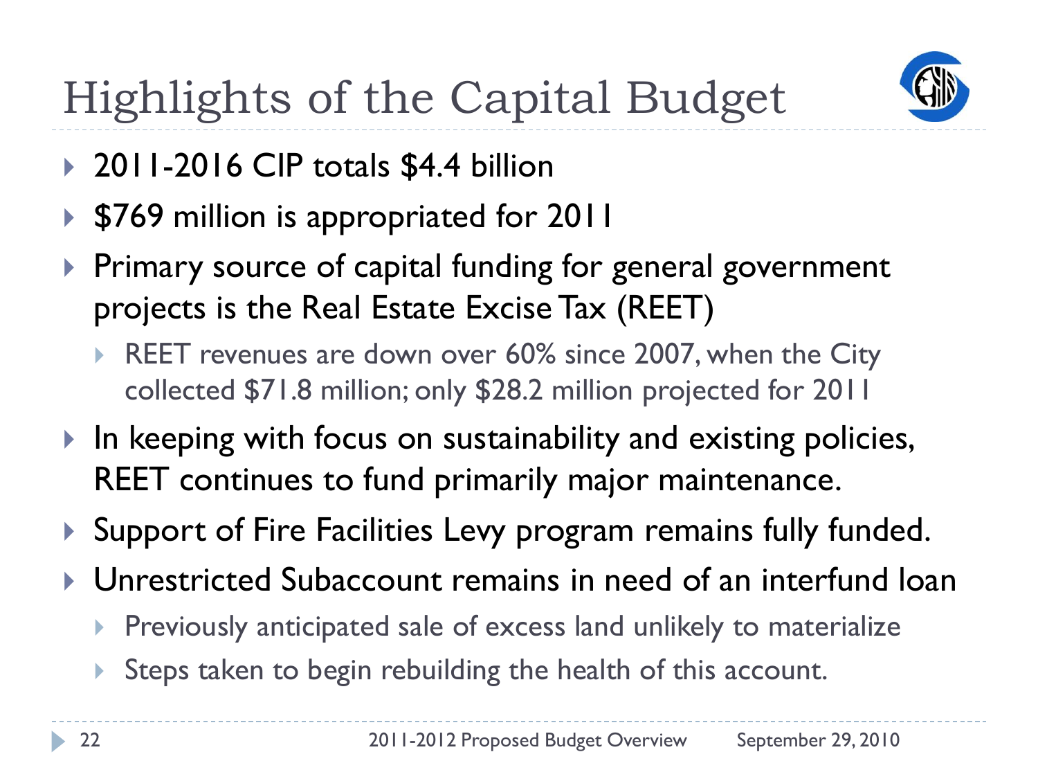# Highlights of the Capital Budget

- 2011-2016 CIP totals $4.4 billion
- $769 million is appropriated for 2011
- Primary source of capital funding for general government projects is the Real Estate Excise Tax (REET)
  - REET revenues are down over 60% since 2007, when the City collected $71.8 million; only $28.2 million projected for 2011
- In keeping with focus on sustainability and existing policies, REET continues to fund primarily major maintenance.
- Support of Fire Facilities Levy program remains fully funded.
- Unrestricted Subaccount remains in need of an interfund loan
  - Previously anticipated sale of excess land unlikely to materialize
  - Steps taken to begin rebuilding the health of this account.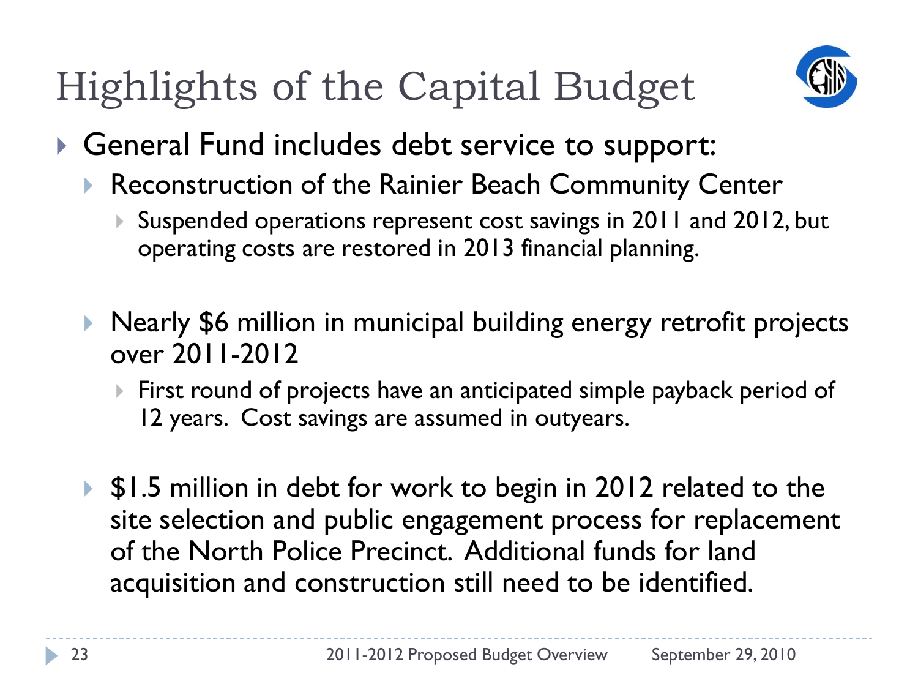# Highlights of the Capital Budget

- General Fund includes debt service to support:
  - Reconstruction of the Rainier Beach Community Center
    - Suspended operations represent cost savings in 2011 and 2012, but operating costs are restored in 2013 financial planning.
  - Nearly $6 million in municipal building energy retrofit projects over 2011-2012
    - First round of projects have an anticipated simple payback period of 12 years. Cost savings are assumed in outyears.
  - $1.5 million in debt for work to begin in 2012 related to the site selection and public engagement process for replacement of the North Police Precinct. Additional funds for land acquisition and construction still need to be identified.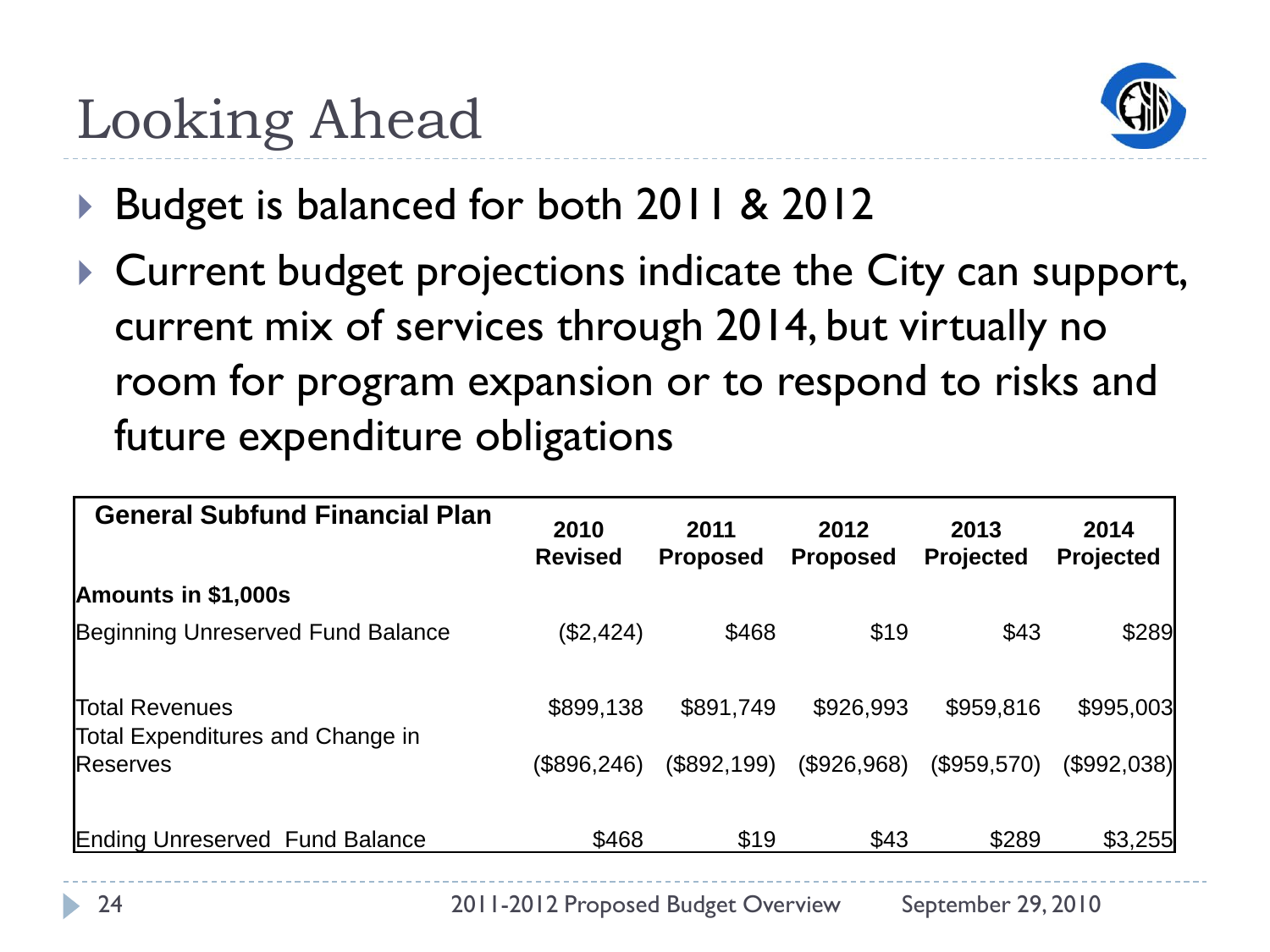# Looking Ahead

- Budget is balanced for both 2011 & 2012
- Current budget projections indicate the City can support, current mix of services through 2014, but virtually no room for program expansion or to respond to risks and future expenditure obligations

| General Subfund Financial Plan | 2010 Revised | 2011 Proposed | 2012 Proposed | 2013 Projected | 2014 Projected |
|---|---|---|---|---|---|
| **Amounts in $1,000s** | | | | | |
| Beginning Unreserved Fund Balance | ($2,424) | $468 | $19 | $43 | $289 |
| Total Revenues | $899,138 | $891,749 | $926,993 | $959,816 | $995,003 |
| Total Expenditures and Change in Reserves | ($896,246) | ($892,199) | ($926,968) | ($959,570) | ($992,038) |
| Ending Unreserved Fund Balance | $468 | $19 | $43 | $289 | $3,255 |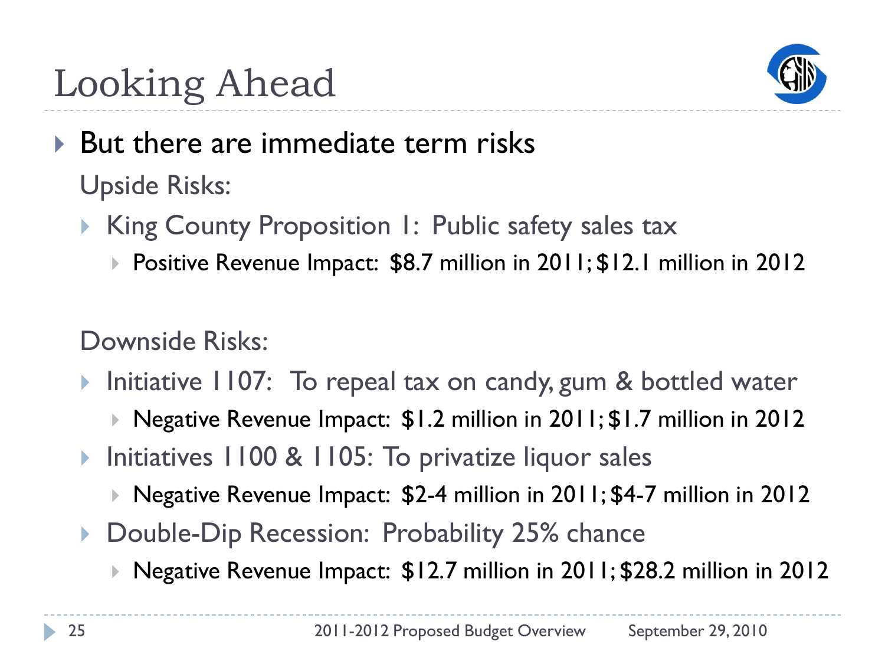# Looking Ahead

- But there are immediate term risks

  Upside Risks:

  - King County Proposition 1: Public safety sales tax
    - Positive Revenue Impact: $8.7 million in 2011; $12.1 million in 2012

  Downside Risks:

  - Initiative 1107: To repeal tax on candy, gum & bottled water
    - Negative Revenue Impact: $1.2 million in 2011; $1.7 million in 2012
  - Initiatives 1100 & 1105: To privatize liquor sales
    - Negative Revenue Impact: $2-4 million in 2011; $4-7 million in 2012
  - Double-Dip Recession: Probability 25% chance
    - Negative Revenue Impact: $12.7 million in 2011; $28.2 million in 2012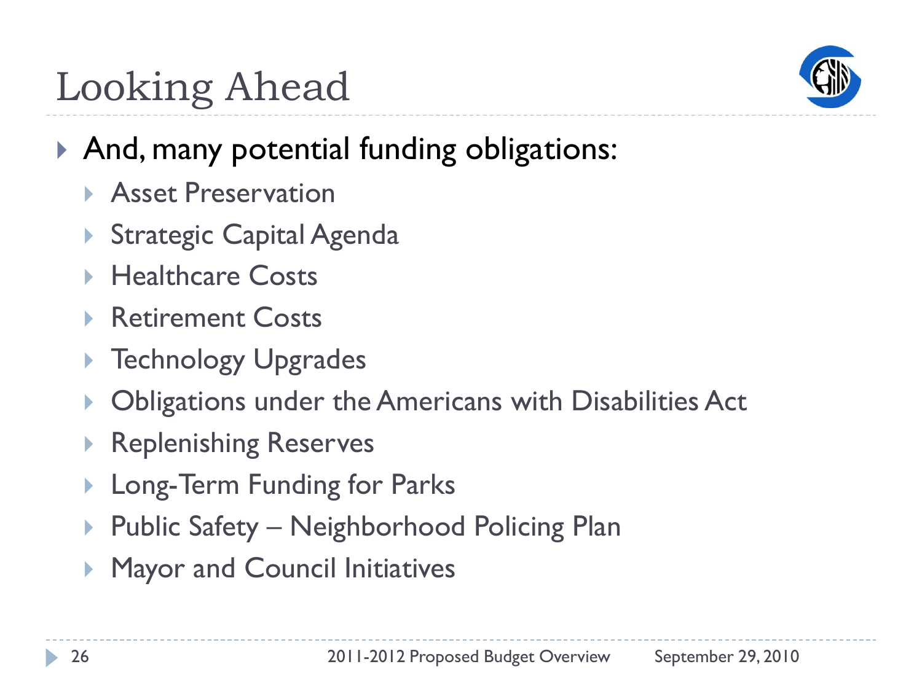# Looking Ahead

- And, many potential funding obligations:
  - Asset Preservation
  - Strategic Capital Agenda
  - Healthcare Costs
  - Retirement Costs
  - Technology Upgrades
  - Obligations under the Americans with Disabilities Act
  - Replenishing Reserves
  - Long-Term Funding for Parks
  - Public Safety – Neighborhood Policing Plan
  - Mayor and Council Initiatives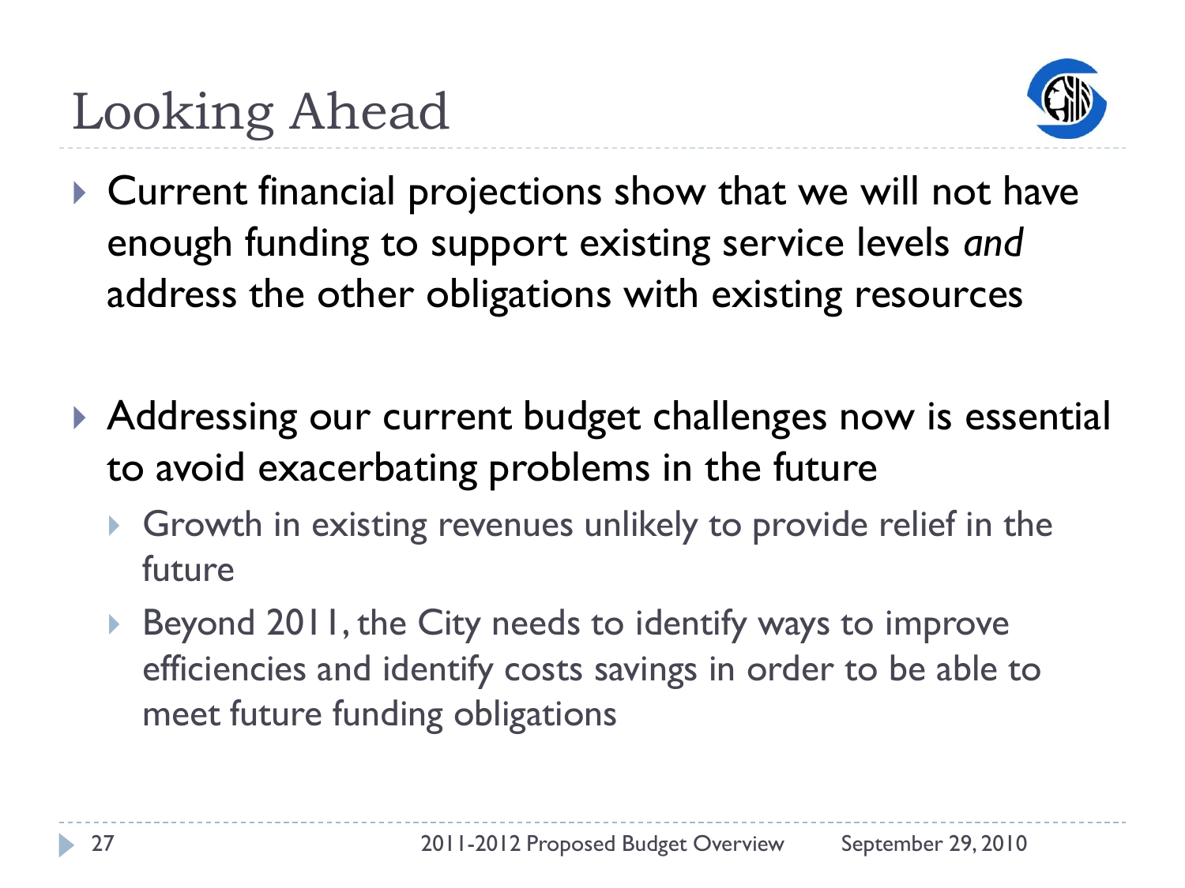# Looking Ahead

- Current financial projections show that we will not have enough funding to support existing service levels *and* address the other obligations with existing resources

- Addressing our current budget challenges now is essential to avoid exacerbating problems in the future
  - Growth in existing revenues unlikely to provide relief in the future
  - Beyond 2011, the City needs to identify ways to improve efficiencies and identify costs savings in order to be able to meet future funding obligations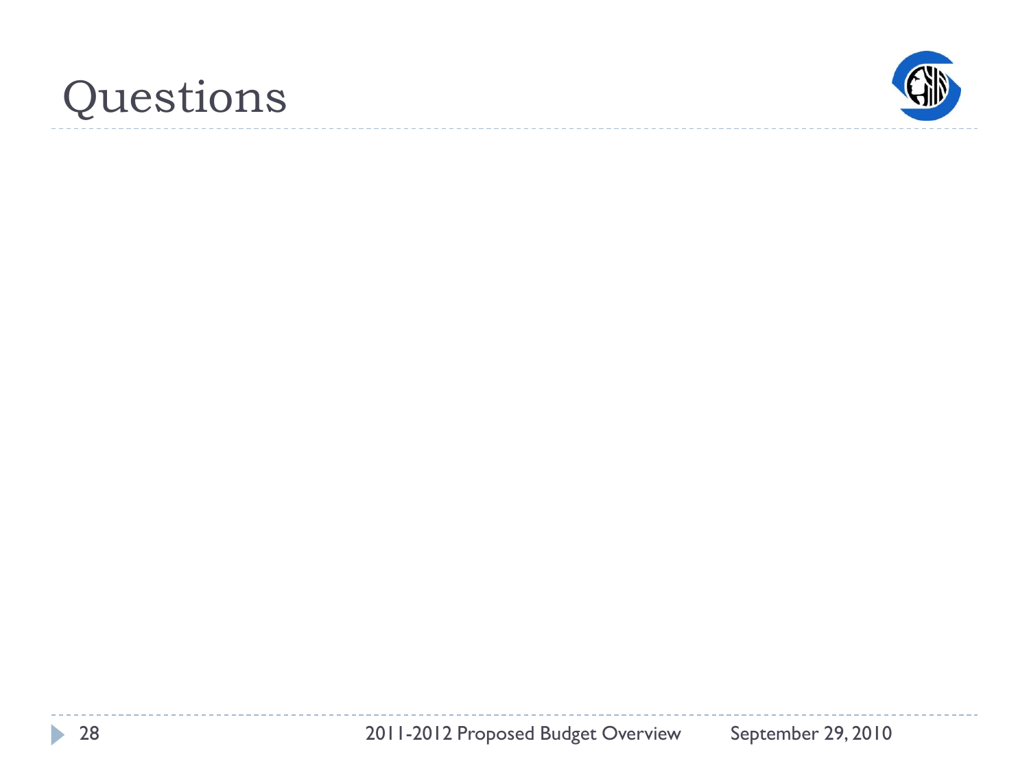# Questions